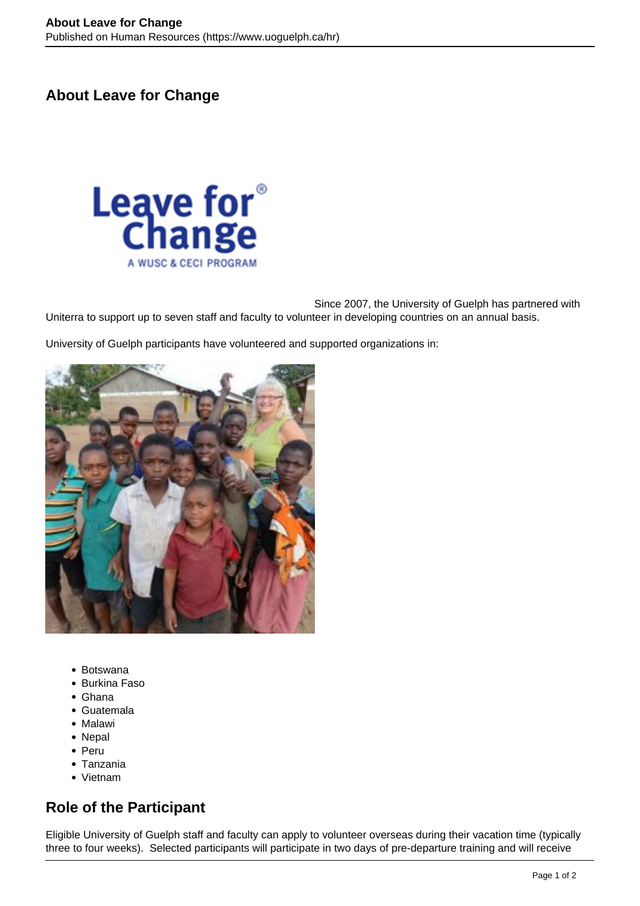# About Leave for Change

Since 2007, the University of Guelph has partnered with Uniterra to support up to seven staff and faculty to volunteer in developing countries on an annual basis.

University of Guelph participants have volunteered and supported organizations in:

- Botswana
- Burkina Faso
- Ghana
- Guatemala
- Malawi
- Nepal
- Peru
- Tanzania
- Vietnam

## Role of the Participant

Eligible University of Guelph staff and faculty can apply to volunteer overseas during their vacation time (typically three to four weeks). Selected participants will participate in two days of pre-departure training and will receive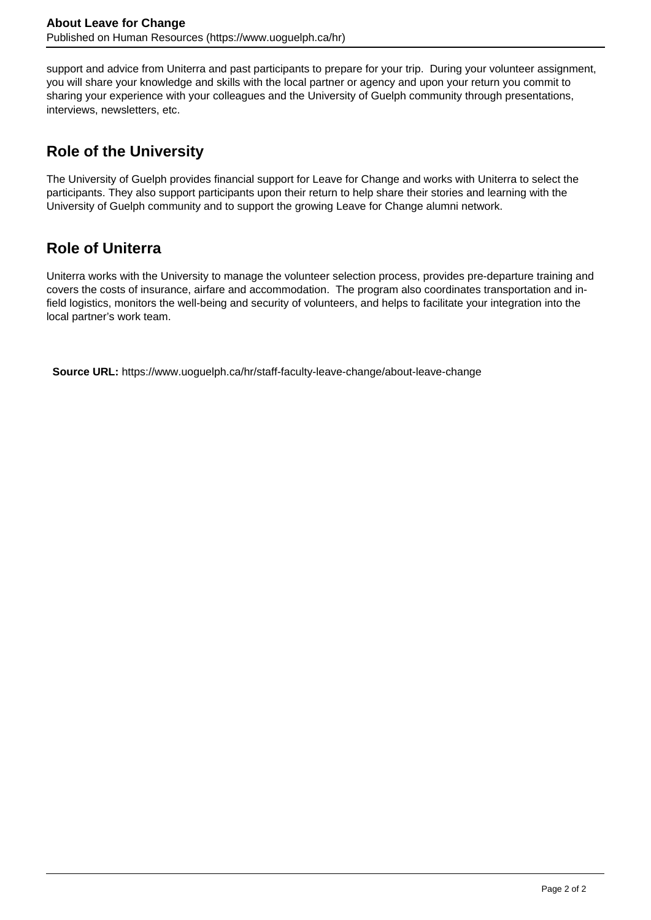support and advice from Uniterra and past participants to prepare for your trip.  During your volunteer assignment, you will share your knowledge and skills with the local partner or agency and upon your return you commit to sharing your experience with your colleagues and the University of Guelph community through presentations, interviews, newsletters, etc.

## Role of the University

The University of Guelph provides financial support for Leave for Change and works with Uniterra to select the participants. They also support participants upon their return to help share their stories and learning with the University of Guelph community and to support the growing Leave for Change alumni network.

## Role of Uniterra

Uniterra works with the University to manage the volunteer selection process, provides pre-departure training and covers the costs of insurance, airfare and accommodation.  The program also coordinates transportation and in-field logistics, monitors the well-being and security of volunteers, and helps to facilitate your integration into the local partner's work team.

**Source URL:** https://www.uoguelph.ca/hr/staff-faculty-leave-change/about-leave-change